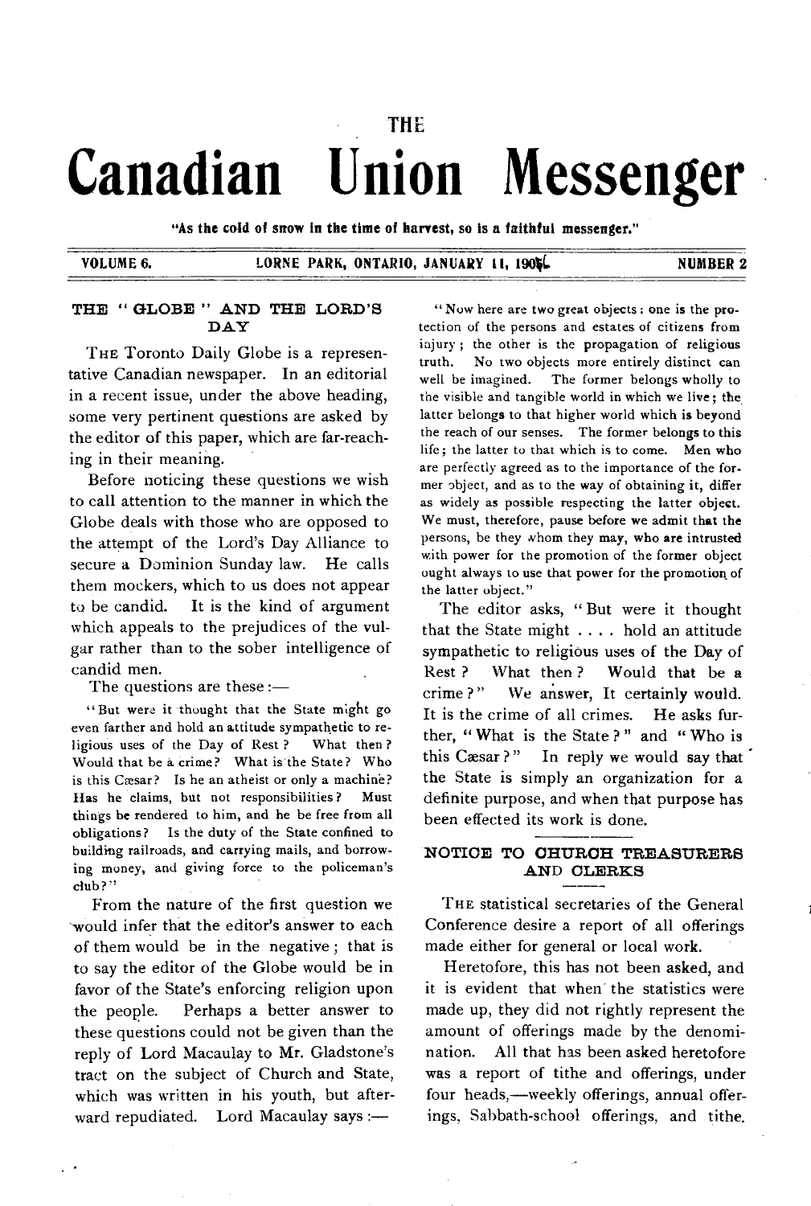# THE Canadian Union Messenger

"As the cold of snow in the time of harvest, so is a faithful messenger."

VOLUME 6. LORNE PARK, ONTARIO, JANUARY 11, 1906 NUMBER 2

## THE "GLOBE" AND THE LORD'S DAY

THE Toronto Daily Globe is a representative Canadian newspaper. In an editorial in a recent issue, under the above heading, some very pertinent questions are asked by the editor of this paper, which are far-reaching in their meaning.

Before noticing these questions we wish to call attention to the manner in which the Globe deals with those who are opposed to the attempt of the Lord's Day Alliance to secure a Dominion Sunday law. He calls them mockers, which to us does not appear to be candid. It is the kind of argument which appeals to the prejudices of the vulgar rather than to the sober intelligence of candid men.

The questions are these:—

"But were it thought that the State might go even farther and hold an attitude sympathetic to religious uses of the Day of Rest? What then? Would that be a crime? What is the State? Who is this Cæsar? Is he an atheist or only a machine? Has he claims, but not responsibilities? Must things be rendered to him, and he be free from all obligations? Is the duty of the State confined to building railroads, and carrying mails, and borrowing money, and giving force to the policeman's club?"

From the nature of the first question we would infer that the editor's answer to each of them would be in the negative; that is to say the editor of the Globe would be in favor of the State's enforcing religion upon the people. Perhaps a better answer to these questions could not be given than the reply of Lord Macaulay to Mr. Gladstone's tract on the subject of Church and State, which was written in his youth, but afterward repudiated. Lord Macaulay says:—

"Now here are two great objects: one is the protection of the persons and estates of citizens from injury; the other is the propagation of religious truth. No two objects more entirely distinct can well be imagined. The former belongs wholly to the visible and tangible world in which we live; the latter belongs to that higher world which is beyond the reach of our senses. The former belongs to this life; the latter to that which is to come. Men who are perfectly agreed as to the importance of the former object, and as to the way of obtaining it, differ as widely as possible respecting the latter object. We must, therefore, pause before we admit that the persons, be they whom they may, who are intrusted with power for the promotion of the former object ought always to use that power for the promotion of the latter object."

The editor asks, "But were it thought that the State might . . . . hold an attitude sympathetic to religious uses of the Day of Rest? What then? Would that be a crime?" We answer, It certainly would. It is the crime of all crimes. He asks further, "What is the State?" and "Who is this Cæsar?" In reply we would say that the State is simply an organization for a definite purpose, and when that purpose has been effected its work is done.

## NOTICE TO CHURCH TREASURERS AND CLERKS

THE statistical secretaries of the General Conference desire a report of all offerings made either for general or local work.

Heretofore, this has not been asked, and it is evident that when the statistics were made up, they did not rightly represent the amount of offerings made by the denomination. All that has been asked heretofore was a report of tithe and offerings, under four heads,—weekly offerings, annual offerings, Sabbath-school offerings, and tithe.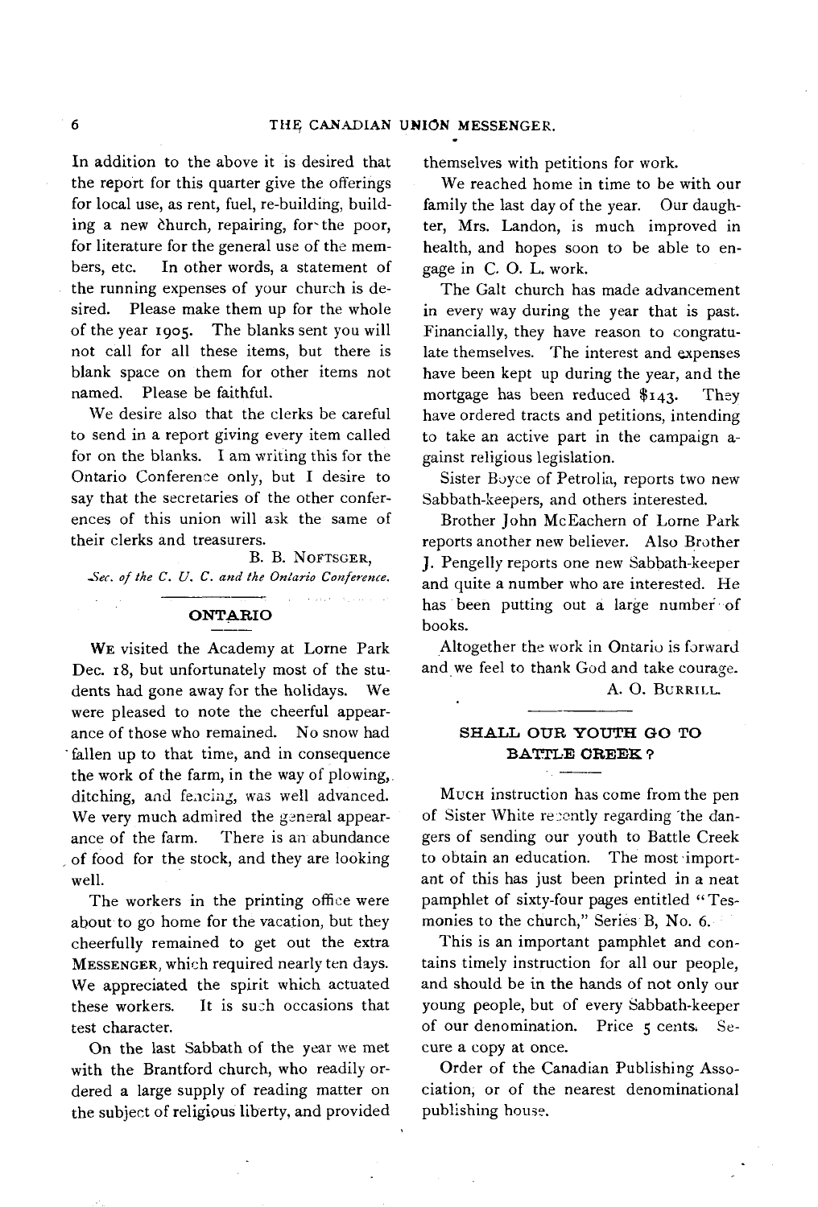In addition to the above it is desired that the report for this quarter give the offerings for local use, as rent, fuel, re-building, building a new church, repairing, for the poor, for literature for the general use of the members, etc. In other words, a statement of the running expenses of your church is desired. Please make them up for the whole of the year 1905. The blanks sent you will not call for all these items, but there is blank space on them for other items not named. Please be faithful.

We desire also that the clerks be careful to send in a report giving every item called for on the blanks. I am writing this for the Ontario Conference only, but I desire to say that the secretaries of the other conferences of this union will ask the same of their clerks and treasurers.

B. B. NOFTSGER,
*Sec. of the C. U. C. and the Ontario Conference.*

## ONTARIO

WE visited the Academy at Lorne Park Dec. 18, but unfortunately most of the students had gone away for the holidays. We were pleased to note the cheerful appearance of those who remained. No snow had fallen up to that time, and in consequence the work of the farm, in the way of plowing, ditching, and fencing, was well advanced. We very much admired the general appearance of the farm. There is an abundance of food for the stock, and they are looking well.

The workers in the printing office were about to go home for the vacation, but they cheerfully remained to get out the extra MESSENGER, which required nearly ten days. We appreciated the spirit which actuated these workers. It is such occasions that test character.

On the last Sabbath of the year we met with the Brantford church, who readily ordered a large supply of reading matter on the subject of religious liberty, and provided themselves with petitions for work.

We reached home in time to be with our family the last day of the year. Our daughter, Mrs. Landon, is much improved in health, and hopes soon to be able to engage in C. O. L. work.

The Galt church has made advancement in every way during the year that is past. Financially, they have reason to congratulate themselves. The interest and expenses have been kept up during the year, and the mortgage has been reduced $143. They have ordered tracts and petitions, intending to take an active part in the campaign against religious legislation.

Sister Boyce of Petrolia, reports two new Sabbath-keepers, and others interested.

Brother John McEachern of Lorne Park reports another new believer. Also Brother J. Pengelly reports one new Sabbath-keeper and quite a number who are interested. He has been putting out a large number of books.

Altogether the work in Ontario is forward and we feel to thank God and take courage.

A. O. BURRILL.

## SHALL OUR YOUTH GO TO BATTLE CREEK?

MUCH instruction has come from the pen of Sister White recently regarding the dangers of sending our youth to Battle Creek to obtain an education. The most important of this has just been printed in a neat pamphlet of sixty-four pages entitled "Tesmonies to the church," Series B, No. 6.

This is an important pamphlet and contains timely instruction for all our people, and should be in the hands of not only our young people, but of every Sabbath-keeper of our denomination. Price 5 cents. Secure a copy at once.

Order of the Canadian Publishing Association, or of the nearest denominational publishing house.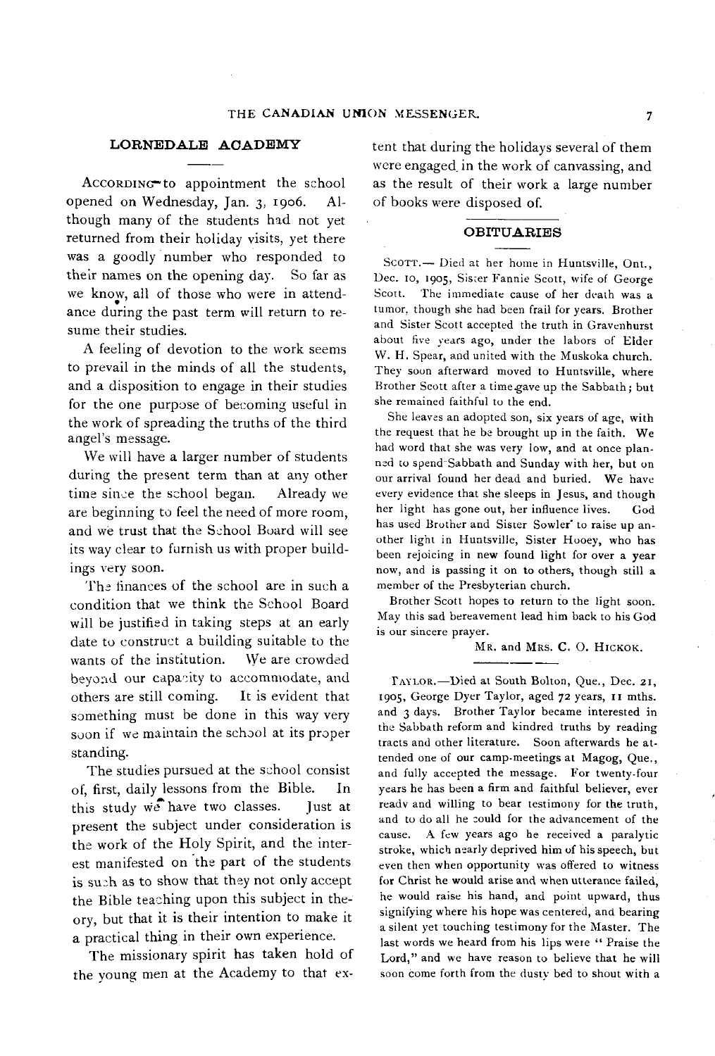## LORNEDALE ACADEMY

According to appointment the school opened on Wednesday, Jan. 3, 1906. Although many of the students had not yet returned from their holiday visits, yet there was a goodly number who responded to their names on the opening day. So far as we know, all of those who were in attendance during the past term will return to resume their studies.

A feeling of devotion to the work seems to prevail in the minds of all the students, and a disposition to engage in their studies for the one purpose of becoming useful in the work of spreading the truths of the third angel's message.

We will have a larger number of students during the present term than at any other time since the school began. Already we are beginning to feel the need of more room, and we trust that the School Board will see its way clear to furnish us with proper buildings very soon.

The finances of the school are in such a condition that we think the School Board will be justified in taking steps at an early date to construct a building suitable to the wants of the institution. We are crowded beyond our capacity to accommodate, and others are still coming. It is evident that something must be done in this way very soon if we maintain the school at its proper standing.

The studies pursued at the school consist of, first, daily lessons from the Bible. In this study we have two classes. Just at present the subject under consideration is the work of the Holy Spirit, and the interest manifested on the part of the students is such as to show that they not only accept the Bible teaching upon this subject in theory, but that it is their intention to make it a practical thing in their own experience.

The missionary spirit has taken hold of the young men at the Academy to that extent that during the holidays several of them were engaged in the work of canvassing, and as the result of their work a large number of books were disposed of.

## OBITUARIES

Scott.— Died at her home in Huntsville, Ont., Dec. 10, 1905, Sister Fannie Scott, wife of George Scott. The immediate cause of her death was a tumor, though she had been frail for years. Brother and Sister Scott accepted the truth in Gravenhurst about five years ago, under the labors of Elder W. H. Spear, and united with the Muskoka church. They soon afterward moved to Huntsville, where Brother Scott after a time gave up the Sabbath; but she remained faithful to the end.

She leaves an adopted son, six years of age, with the request that he be brought up in the faith. We had word that she was very low, and at once planned to spend Sabbath and Sunday with her, but on our arrival found her dead and buried. We have every evidence that she sleeps in Jesus, and though her light has gone out, her influence lives. God has used Brother and Sister Sowler to raise up another light in Huntsville, Sister Hooey, who has been rejoicing in new found light for over a year now, and is passing it on to others, though still a member of the Presbyterian church.

Brother Scott hopes to return to the light soon. May this sad bereavement lead him back to his God is our sincere prayer.

Mr. and Mrs. C. O. Hickok.

Taylor.—Died at South Bolton, Que., Dec. 21, 1905, George Dyer Taylor, aged 72 years, 11 mths. and 3 days. Brother Taylor became interested in the Sabbath reform and kindred truths by reading tracts and other literature. Soon afterwards he attended one of our camp-meetings at Magog, Que., and fully accepted the message. For twenty-four years he has been a firm and faithful believer, ever ready and willing to bear testimony for the truth, and to do all he could for the advancement of the cause. A few years ago he received a paralytic stroke, which nearly deprived him of his speech, but even then when opportunity was offered to witness for Christ he would arise and when utterance failed, he would raise his hand, and point upward, thus signifying where his hope was centered, and bearing a silent yet touching testimony for the Master. The last words we heard from his lips were "Praise the Lord," and we have reason to believe that he will soon come forth from the dusty bed to shout with a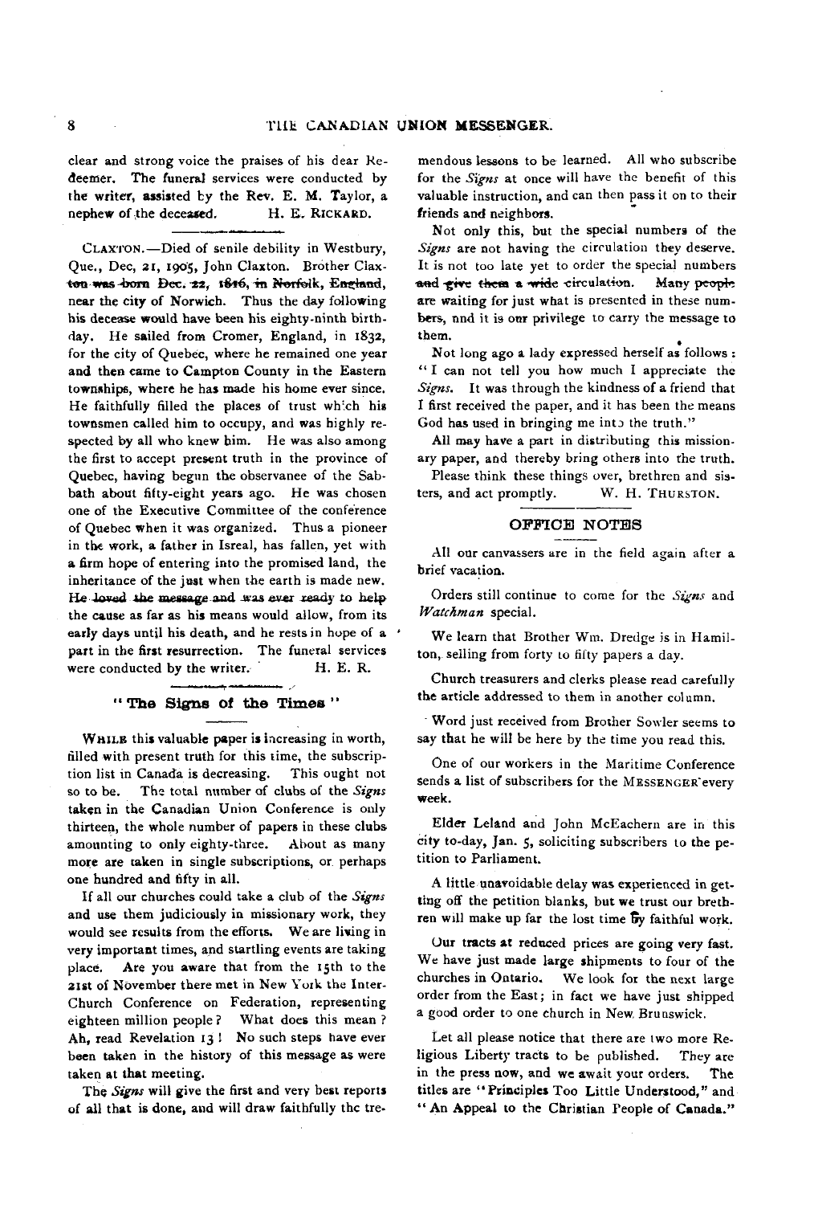clear and strong voice the praises of his dear Redeemer. The funeral services were conducted by the writer, assisted by the Rev. E. M. Taylor, a nephew of the deceased. H. E. RICKARD.

CLAXTON.—Died of senile debility in Westbury, Que., Dec, 21, 1905, John Claxton. Brother Claxton was born Dec. 22, 1816, in Norfolk, England, near the city of Norwich. Thus the day following his decease would have been his eighty-ninth birthday. He sailed from Cromer, England, in 1832, for the city of Quebec, where he remained one year and then came to Campton County in the Eastern townships, where he has made his home ever since. He faithfully filled the places of trust which his townsmen called him to occupy, and was highly respected by all who knew him. He was also among the first to accept present truth in the province of Quebec, having begun the observanee of the Sabbath about fifty-eight years ago. He was chosen one of the Executive Committee of the conference of Quebec when it was organized. Thus a pioneer in the work, a father in Isreal, has fallen, yet with a firm hope of entering into the promised land, the inheritance of the just when the earth is made new. He loved the message and was ever ready to help the cause as far as his means would allow, from its early days until his death, and he rests in hope of a part in the first resurrection. The funeral services were conducted by the writer. H. E. R.

## "The Signs of the Times"

WHILE this valuable paper is increasing in worth, filled with present truth for this time, the subscription list in Canada is decreasing. This ought not so to be. The total number of clubs of the *Signs* taken in the Canadian Union Conference is only thirteen, the whole number of papers in these clubs amounting to only eighty-three. About as many more are taken in single subscriptions, or perhaps one hundred and fifty in all.

If all our churches could take a club of the *Signs* and use them judiciously in missionary work, they would see results from the efforts. We are living in very important times, and startling events are taking place. Are you aware that from the 15th to the 21st of November there met in New York the Inter-Church Conference on Federation, representing eighteen million people? What does this mean? Ah, read Revelation 13! No such steps have ever been taken in the history of this message as were taken at that meeting.

The *Signs* will give the first and very best reports of all that is done, and will draw faithfully the tremendous lessons to be learned. All who subscribe for the *Signs* at once will have the benefit of this valuable instruction, and can then pass it on to their friends and neighbors.

Not only this, but the special numbers of the *Signs* are not having the circulation they deserve. It is not too late yet to order the special numbers and give them a wide circulation. Many people are waiting for just what is presented in these numbers, and it is our privilege to carry the message to them.

Not long ago a lady expressed herself as follows: "I can not tell you how much I appreciate the *Signs*. It was through the kindness of a friend that I first received the paper, and it has been the means God has used in bringing me into the truth."

All may have a part in distributing this missionary paper, and thereby bring others into the truth.

Please think these things over, brethren and sisters, and act promptly. W. H. THURSTON.

## OFFICE NOTES

All our canvassers are in the field again after a brief vacation.

Orders still continue to come for the *Signs* and *Watchman* special.

We learn that Brother Wm. Dredge is in Hamilton, selling from forty to fifty papers a day.

Church treasurers and clerks please read carefully the article addressed to them in another column.

Word just received from Brother Sowler seems to say that he will be here by the time you read this.

One of our workers in the Maritime Conference sends a list of subscribers for the MESSENGER every week.

Elder Leland and John McEachern are in this city to-day, Jan. 5, soliciting subscribers to the petition to Parliament.

A little unavoidable delay was experienced in getting off the petition blanks, but we trust our brethren will make up far the lost time by faithful work.

Our tracts at reduced prices are going very fast. We have just made large shipments to four of the churches in Ontario. We look for the next large order from the East; in fact we have just shipped a good order to one church in New Brunswick.

Let all please notice that there are two more Religious Liberty tracts to be published. They are in the press now, and we await your orders. The titles are "Principles Too Little Understood," and "An Appeal to the Christian People of Canada."